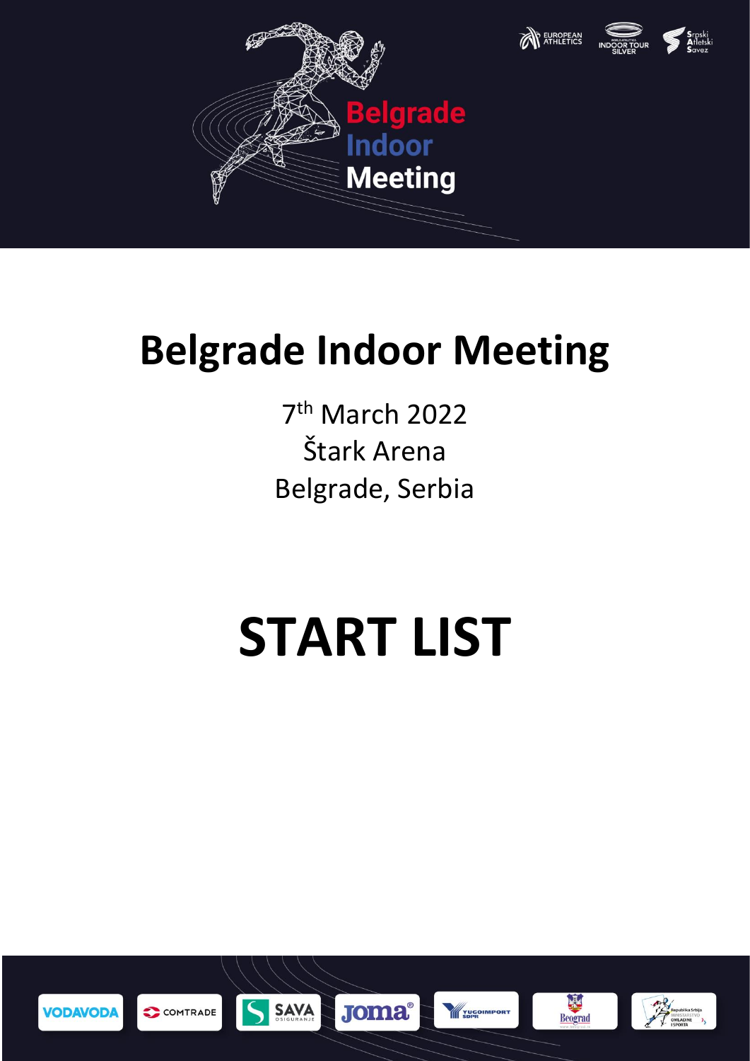# Belgrade Indoor Meeting

7th March 2022
Štark Arena
Belgrade, Serbia

# START LIST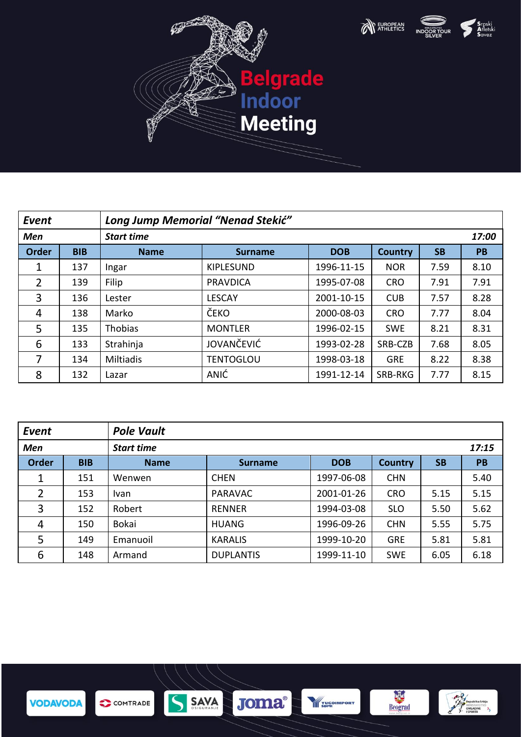# Belgrade Indoor Meeting

| *Event* | | *Long Jump Memorial "Nenad Stekić"* | | | | | |
|---|---|---|---|---|---|---|---|
| ***Men*** | | ***Start time*** | | | | | ***17:00*** |
| **Order** | **BIB** | **Name** | **Surname** | **DOB** | **Country** | **SB** | **PB** |
| 1 | 137 | Ingar | KIPLESUND | 1996-11-15 | NOR | 7.59 | 8.10 |
| 2 | 139 | Filip | PRAVDICA | 1995-07-08 | CRO | 7.91 | 7.91 |
| 3 | 136 | Lester | LESCAY | 2001-10-15 | CUB | 7.57 | 8.28 |
| 4 | 138 | Marko | ČEKO | 2000-08-03 | CRO | 7.77 | 8.04 |
| 5 | 135 | Thobias | MONTLER | 1996-02-15 | SWE | 8.21 | 8.31 |
| 6 | 133 | Strahinja | JOVANČEVIĆ | 1993-02-28 | SRB-CZB | 7.68 | 8.05 |
| 7 | 134 | Miltiadis | TENTOGLOU | 1998-03-18 | GRE | 8.22 | 8.38 |
| 8 | 132 | Lazar | ANIĆ | 1991-12-14 | SRB-RKG | 7.77 | 8.15 |

| *Event* | | *Pole Vault* | | | | | |
|---|---|---|---|---|---|---|---|
| ***Men*** | | ***Start time*** | | | | | ***17:15*** |
| **Order** | **BIB** | **Name** | **Surname** | **DOB** | **Country** | **SB** | **PB** |
| 1 | 151 | Wenwen | CHEN | 1997-06-08 | CHN | | 5.40 |
| 2 | 153 | Ivan | PARAVAC | 2001-01-26 | CRO | 5.15 | 5.15 |
| 3 | 152 | Robert | RENNER | 1994-03-08 | SLO | 5.50 | 5.62 |
| 4 | 150 | Bokai | HUANG | 1996-09-26 | CHN | 5.55 | 5.75 |
| 5 | 149 | Emanuoil | KARALIS | 1999-10-20 | GRE | 5.81 | 5.81 |
| 6 | 148 | Armand | DUPLANTIS | 1999-11-10 | SWE | 6.05 | 6.18 |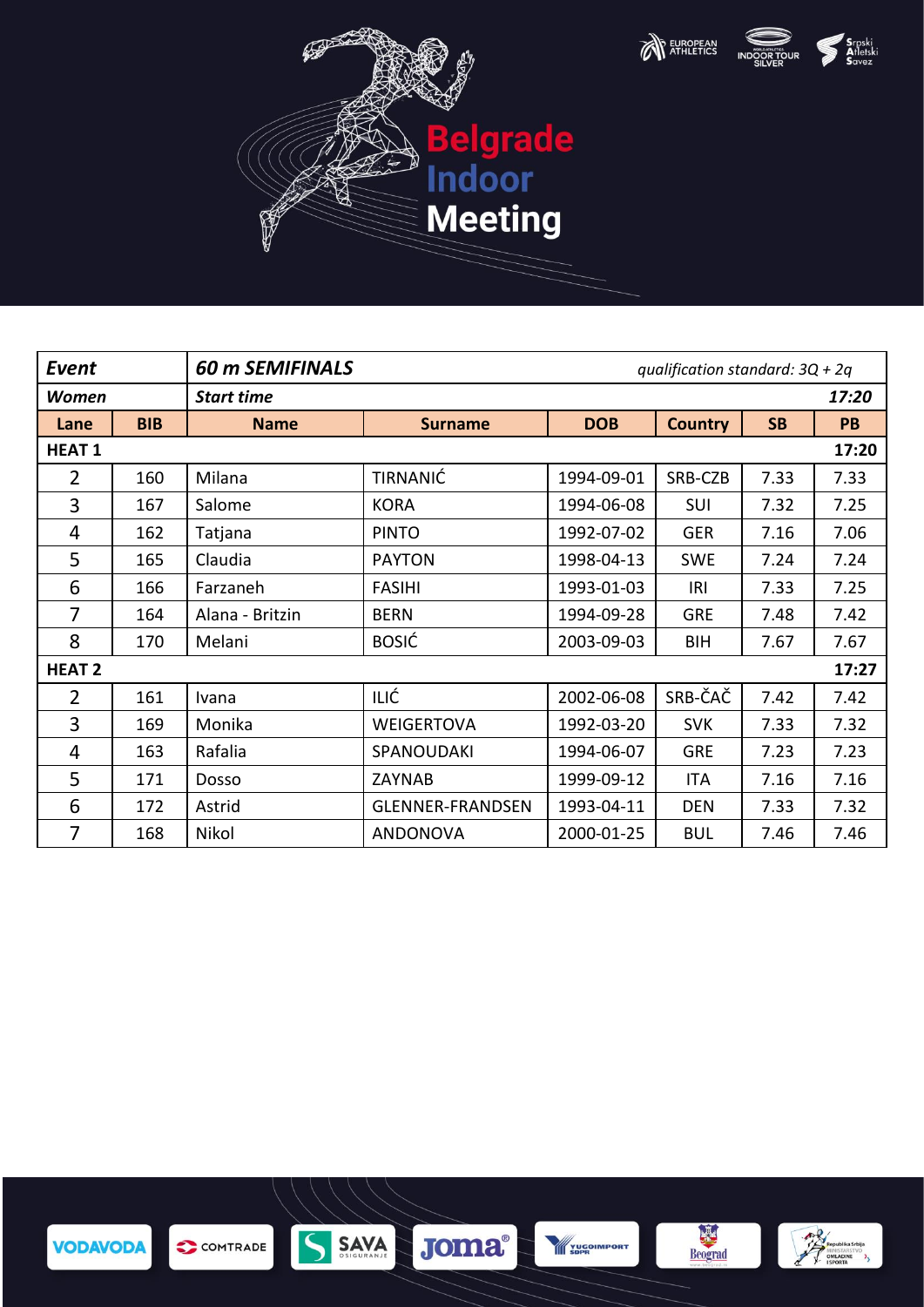# Belgrade Indoor Meeting

| Event | 60 m SEMIFINALS | | | | | | qualification standard: 3Q + 2q |
|---|---|---|---|---|---|---|---|
| **Women** | **Start time** | | | | | | **17:20** |
| **Lane** | **BIB** | **Name** | **Surname** | **DOB** | **Country** | **SB** | **PB** |
| **HEAT 1** | | | | | | | **17:20** |
| 2 | 160 | Milana | TIRNANIĆ | 1994-09-01 | SRB-CZB | 7.33 | 7.33 |
| 3 | 167 | Salome | KORA | 1994-06-08 | SUI | 7.32 | 7.25 |
| 4 | 162 | Tatjana | PINTO | 1992-07-02 | GER | 7.16 | 7.06 |
| 5 | 165 | Claudia | PAYTON | 1998-04-13 | SWE | 7.24 | 7.24 |
| 6 | 166 | Farzaneh | FASIHI | 1993-01-03 | IRI | 7.33 | 7.25 |
| 7 | 164 | Alana - Britzin | BERN | 1994-09-28 | GRE | 7.48 | 7.42 |
| 8 | 170 | Melani | BOSIĆ | 2003-09-03 | BIH | 7.67 | 7.67 |
| **HEAT 2** | | | | | | | **17:27** |
| 2 | 161 | Ivana | ILIĆ | 2002-06-08 | SRB-ČAČ | 7.42 | 7.42 |
| 3 | 169 | Monika | WEIGERTOVA | 1992-03-20 | SVK | 7.33 | 7.32 |
| 4 | 163 | Rafalia | SPANOUDAKI | 1994-06-07 | GRE | 7.23 | 7.23 |
| 5 | 171 | Dosso | ZAYNAB | 1999-09-12 | ITA | 7.16 | 7.16 |
| 6 | 172 | Astrid | GLENNER-FRANDSEN | 1993-04-11 | DEN | 7.33 | 7.32 |
| 7 | 168 | Nikol | ANDONOVA | 2000-01-25 | BUL | 7.46 | 7.46 |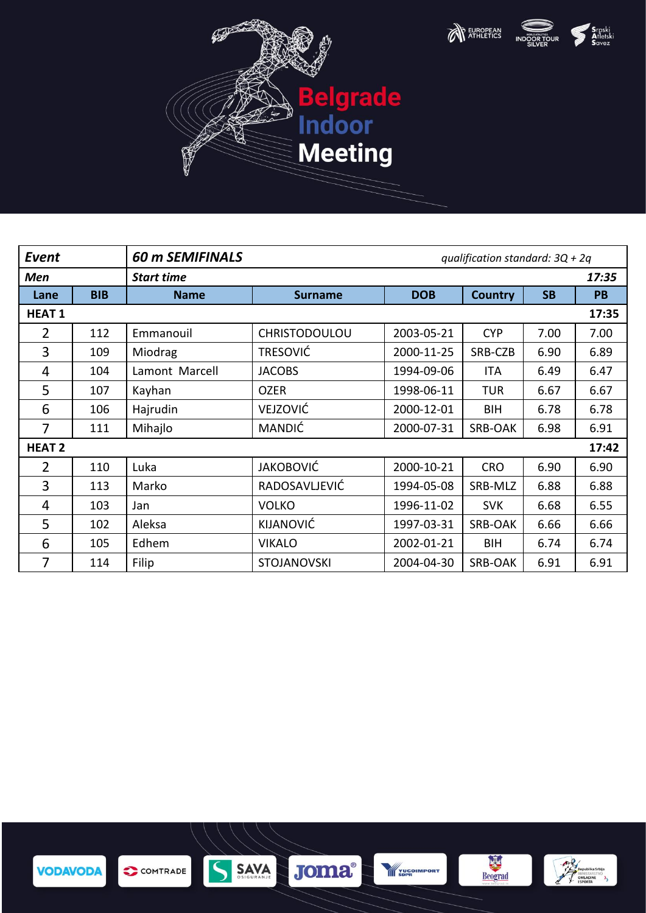# Belgrade Indoor Meeting

| *Event* | | ***60 m SEMIFINALS*** | | | | *qualification standard: 3Q + 2q* | |
|---|---|---|---|---|---|---|---|
| ***Men*** | | ***Start time*** | | | | | ***17:35*** |
| **Lane** | **BIB** | **Name** | **Surname** | **DOB** | **Country** | **SB** | **PB** |
| **HEAT 1** | | | | | | | **17:35** |
| 2 | 112 | Emmanouil | CHRISTODOULOU | 2003-05-21 | CYP | 7.00 | 7.00 |
| 3 | 109 | Miodrag | TRESOVIĆ | 2000-11-25 | SRB-CZB | 6.90 | 6.89 |
| 4 | 104 | Lamont Marcell | JACOBS | 1994-09-06 | ITA | 6.49 | 6.47 |
| 5 | 107 | Kayhan | OZER | 1998-06-11 | TUR | 6.67 | 6.67 |
| 6 | 106 | Hajrudin | VEJZOVIĆ | 2000-12-01 | BIH | 6.78 | 6.78 |
| 7 | 111 | Mihajlo | MANDIĆ | 2000-07-31 | SRB-OAK | 6.98 | 6.91 |
| **HEAT 2** | | | | | | | **17:42** |
| 2 | 110 | Luka | JAKOBOVIĆ | 2000-10-21 | CRO | 6.90 | 6.90 |
| 3 | 113 | Marko | RADOSAVLJEVIĆ | 1994-05-08 | SRB-MLZ | 6.88 | 6.88 |
| 4 | 103 | Jan | VOLKO | 1996-11-02 | SVK | 6.68 | 6.55 |
| 5 | 102 | Aleksa | KIJANOVIĆ | 1997-03-31 | SRB-OAK | 6.66 | 6.66 |
| 6 | 105 | Edhem | VIKALO | 2002-01-21 | BIH | 6.74 | 6.74 |
| 7 | 114 | Filip | STOJANOVSKI | 2004-04-30 | SRB-OAK | 6.91 | 6.91 |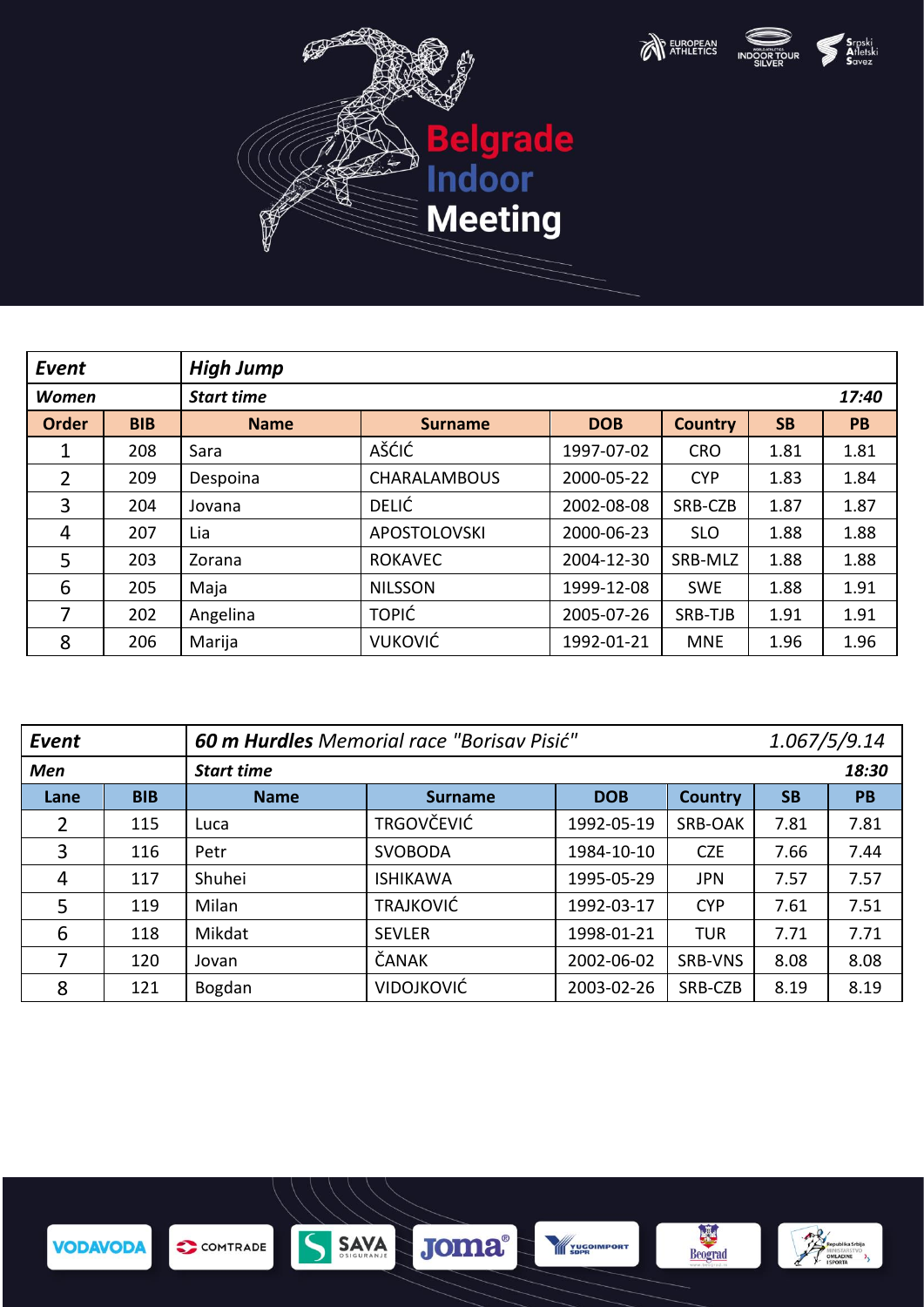| *Event* | *High Jump* | | | | | | |
|---|---|---|---|---|---|---|---|
| ***Women*** | ***Start time*** | | | | | | ***17:40*** |
| **Order** | **BIB** | **Name** | **Surname** | **DOB** | **Country** | **SB** | **PB** |
| 1 | 208 | Sara | AŠĆIĆ | 1997-07-02 | CRO | 1.81 | 1.81 |
| 2 | 209 | Despoina | CHARALAMBOUS | 2000-05-22 | CYP | 1.83 | 1.84 |
| 3 | 204 | Jovana | DELIĆ | 2002-08-08 | SRB-CZB | 1.87 | 1.87 |
| 4 | 207 | Lia | APOSTOLOVSKI | 2000-06-23 | SLO | 1.88 | 1.88 |
| 5 | 203 | Zorana | ROKAVEC | 2004-12-30 | SRB-MLZ | 1.88 | 1.88 |
| 6 | 205 | Maja | NILSSON | 1999-12-08 | SWE | 1.88 | 1.91 |
| 7 | 202 | Angelina | TOPIĆ | 2005-07-26 | SRB-TJB | 1.91 | 1.91 |
| 8 | 206 | Marija | VUKOVIĆ | 1992-01-21 | MNE | 1.96 | 1.96 |

| *Event* | ***60 m Hurdles*** *Memorial race "Borisav Pisić"* | | | | | | *1.067/5/9.14* |
|---|---|---|---|---|---|---|---|
| ***Men*** | ***Start time*** | | | | | | ***18:30*** |
| **Lane** | **BIB** | **Name** | **Surname** | **DOB** | **Country** | **SB** | **PB** |
| 2 | 115 | Luca | TRGOVČEVIĆ | 1992-05-19 | SRB-OAK | 7.81 | 7.81 |
| 3 | 116 | Petr | SVOBODA | 1984-10-10 | CZE | 7.66 | 7.44 |
| 4 | 117 | Shuhei | ISHIKAWA | 1995-05-29 | JPN | 7.57 | 7.57 |
| 5 | 119 | Milan | TRAJKOVIĆ | 1992-03-17 | CYP | 7.61 | 7.51 |
| 6 | 118 | Mikdat | SEVLER | 1998-01-21 | TUR | 7.71 | 7.71 |
| 7 | 120 | Jovan | ČANAK | 2002-06-02 | SRB-VNS | 8.08 | 8.08 |
| 8 | 121 | Bogdan | VIDOJKOVIĆ | 2003-02-26 | SRB-CZB | 8.19 | 8.19 |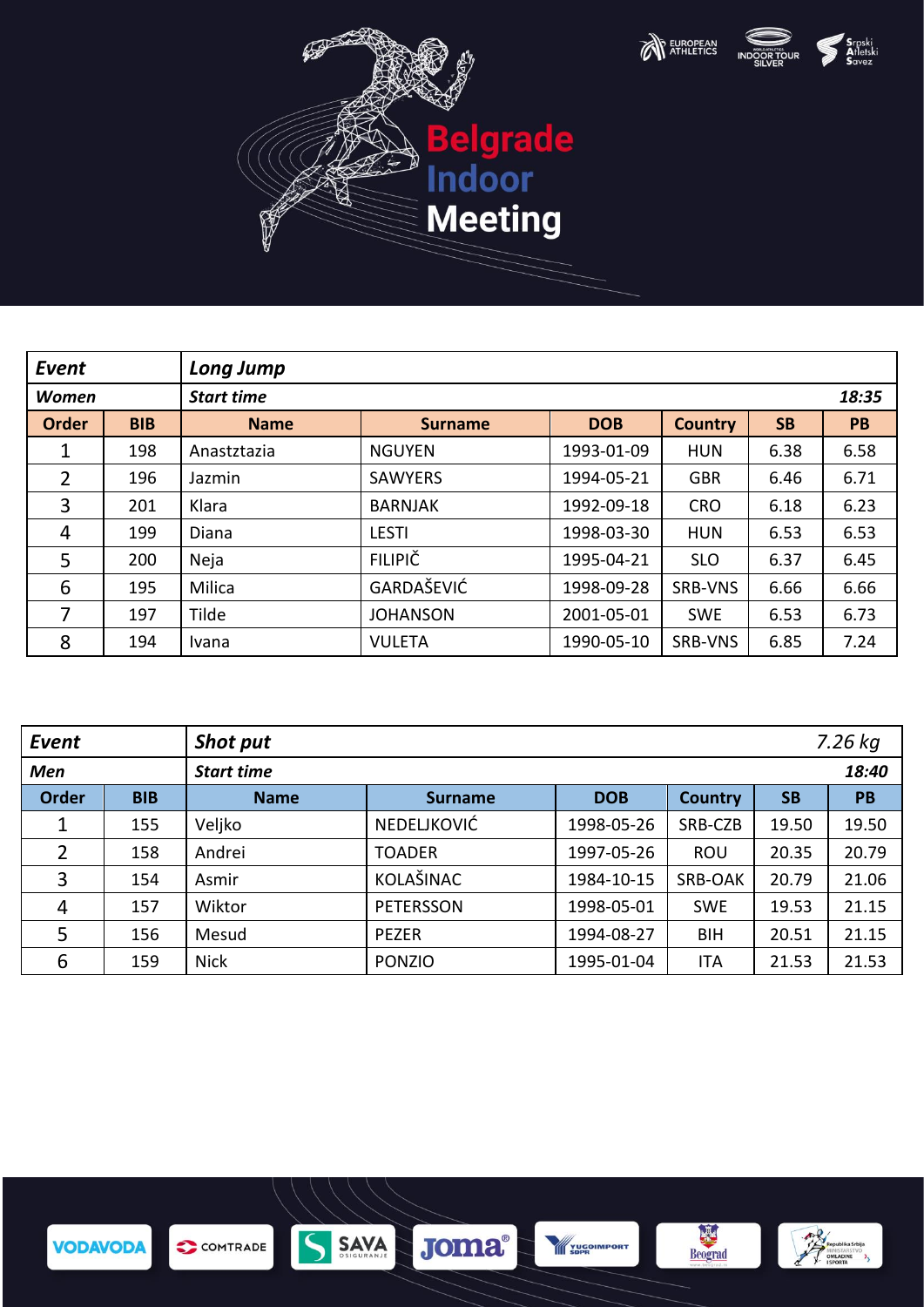| Event | Long Jump | | | | | | |
|---|---|---|---|---|---|---|---|
| Women | Start time | | | | | | 18:35 |
| Order | BIB | Name | Surname | DOB | Country | SB | PB |
| 1 | 198 | Ansztzatzia | NGUYEN | 1993-01-09 | HUN | 6.38 | 6.58 |
| 2 | 196 | Jazmin | SAWYERS | 1994-05-21 | GBR | 6.46 | 6.71 |
| 3 | 201 | Klara | BARNJAK | 1992-09-18 | CRO | 6.18 | 6.23 |
| 4 | 199 | Diana | LESTI | 1998-03-30 | HUN | 6.53 | 6.53 |
| 5 | 200 | Neja | FILIPIČ | 1995-04-21 | SLO | 6.37 | 6.45 |
| 6 | 195 | Milica | GARDAŠEVIĆ | 1998-09-28 | SRB-VNS | 6.66 | 6.66 |
| 7 | 197 | Tilde | JOHANSON | 2001-05-01 | SWE | 6.53 | 6.73 |
| 8 | 194 | Ivana | VULETA | 1990-05-10 | SRB-VNS | 6.85 | 7.24 |

| Event | Shot put | | | | | | 7.26 kg |
|---|---|---|---|---|---|---|---|
| Men | Start time | | | | | | 18:40 |
| Order | BIB | Name | Surname | DOB | Country | SB | PB |
| 1 | 155 | Veljko | NEDELJKOVIĆ | 1998-05-26 | SRB-CZB | 19.50 | 19.50 |
| 2 | 158 | Andrei | TOADER | 1997-05-26 | ROU | 20.35 | 20.79 |
| 3 | 154 | Asmir | KOLAŠINAC | 1984-10-15 | SRB-OAK | 20.79 | 21.06 |
| 4 | 157 | Wiktor | PETERSSON | 1998-05-01 | SWE | 19.53 | 21.15 |
| 5 | 156 | Mesud | PEZER | 1994-08-27 | BIH | 20.51 | 21.15 |
| 6 | 159 | Nick | PONZIO | 1995-01-04 | ITA | 21.53 | 21.53 |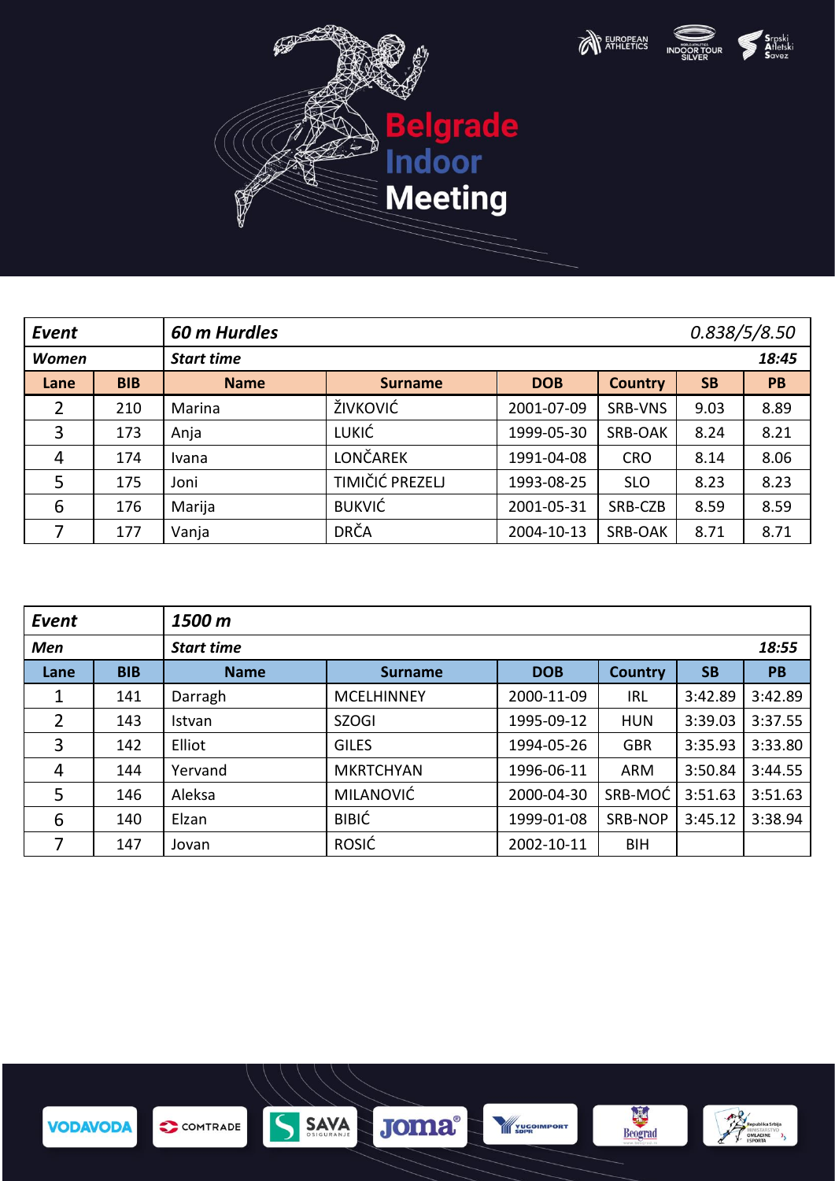# Belgrade Indoor Meeting

| Event | 60 m Hurdles | | | | | | 0.838/5/8.50 |
|---|---|---|---|---|---|---|---|
| **Women** | **Start time** | | | | | | **18:45** |
| **Lane** | **BIB** | **Name** | **Surname** | **DOB** | **Country** | **SB** | **PB** |
| 2 | 210 | Marina | ŽIVKOVIĆ | 2001-07-09 | SRB-VNS | 9.03 | 8.89 |
| 3 | 173 | Anja | LUKIĆ | 1999-05-30 | SRB-OAK | 8.24 | 8.21 |
| 4 | 174 | Ivana | LONČAREK | 1991-04-08 | CRO | 8.14 | 8.06 |
| 5 | 175 | Joni | TIMIČIĆ PREZELJ | 1993-08-25 | SLO | 8.23 | 8.23 |
| 6 | 176 | Marija | BUKVIĆ | 2001-05-31 | SRB-CZB | 8.59 | 8.59 |
| 7 | 177 | Vanja | DRČA | 2004-10-13 | SRB-OAK | 8.71 | 8.71 |

| Event | 1500 m | | | | | | |
|---|---|---|---|---|---|---|---|
| **Men** | **Start time** | | | | | | **18:55** |
| **Lane** | **BIB** | **Name** | **Surname** | **DOB** | **Country** | **SB** | **PB** |
| 1 | 141 | Darragh | MCELHINNEY | 2000-11-09 | IRL | 3:42.89 | 3:42.89 |
| 2 | 143 | Istvan | SZOGI | 1995-09-12 | HUN | 3:39.03 | 3:37.55 |
| 3 | 142 | Elliot | GILES | 1994-05-26 | GBR | 3:35.93 | 3:33.80 |
| 4 | 144 | Yervand | MKRTCHYAN | 1996-06-11 | ARM | 3:50.84 | 3:44.55 |
| 5 | 146 | Aleksa | MILANOVIĆ | 2000-04-30 | SRB-MOĆ | 3:51.63 | 3:51.63 |
| 6 | 140 | Elzan | BIBIĆ | 1999-01-08 | SRB-NOP | 3:45.12 | 3:38.94 |
| 7 | 147 | Jovan | ROSIĆ | 2002-10-11 | BIH | | |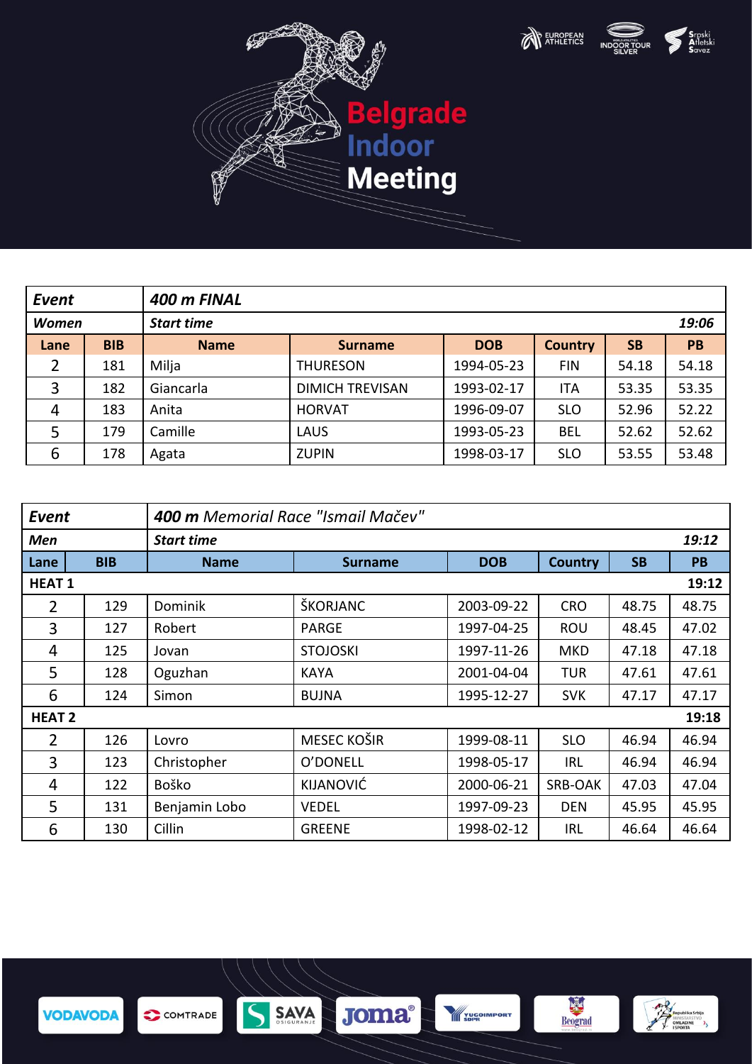# Belgrade Indoor Meeting

| Event | 400 m FINAL | | | | | | |
|---|---|---|---|---|---|---|---|
| **Women** | **Start time** | | | | | | **19:06** |
| **Lane** | **BIB** | **Name** | **Surname** | **DOB** | **Country** | **SB** | **PB** |
| 2 | 181 | Milja | THURESON | 1994-05-23 | FIN | 54.18 | 54.18 |
| 3 | 182 | Giancarla | DIMICH TREVISAN | 1993-02-17 | ITA | 53.35 | 53.35 |
| 4 | 183 | Anita | HORVAT | 1996-09-07 | SLO | 52.96 | 52.22 |
| 5 | 179 | Camille | LAUS | 1993-05-23 | BEL | 52.62 | 52.62 |
| 6 | 178 | Agata | ZUPIN | 1998-03-17 | SLO | 53.55 | 53.48 |

| Event | 400 m Memorial Race "Ismail Mačev" | | | | | | |
|---|---|---|---|---|---|---|---|
| **Men** | **Start time** | | | | | | **19:12** |
| **Lane** | **BIB** | **Name** | **Surname** | **DOB** | **Country** | **SB** | **PB** |
| **HEAT 1** | | | | | | | **19:12** |
| 2 | 129 | Dominik | ŠKORJANC | 2003-09-22 | CRO | 48.75 | 48.75 |
| 3 | 127 | Robert | PARGE | 1997-04-25 | ROU | 48.45 | 47.02 |
| 4 | 125 | Jovan | STOJOSKI | 1997-11-26 | MKD | 47.18 | 47.18 |
| 5 | 128 | Oguzhan | KAYA | 2001-04-04 | TUR | 47.61 | 47.61 |
| 6 | 124 | Simon | BUJNA | 1995-12-27 | SVK | 47.17 | 47.17 |
| **HEAT 2** | | | | | | | **19:18** |
| 2 | 126 | Lovro | MESEC KOŠIR | 1999-08-11 | SLO | 46.94 | 46.94 |
| 3 | 123 | Christopher | O'DONELL | 1998-05-17 | IRL | 46.94 | 46.94 |
| 4 | 122 | Boško | KIJANOVIĆ | 2000-06-21 | SRB-OAK | 47.03 | 47.04 |
| 5 | 131 | Benjamin Lobo | VEDEL | 1997-09-23 | DEN | 45.95 | 45.95 |
| 6 | 130 | Cillin | GREENE | 1998-02-12 | IRL | 46.64 | 46.64 |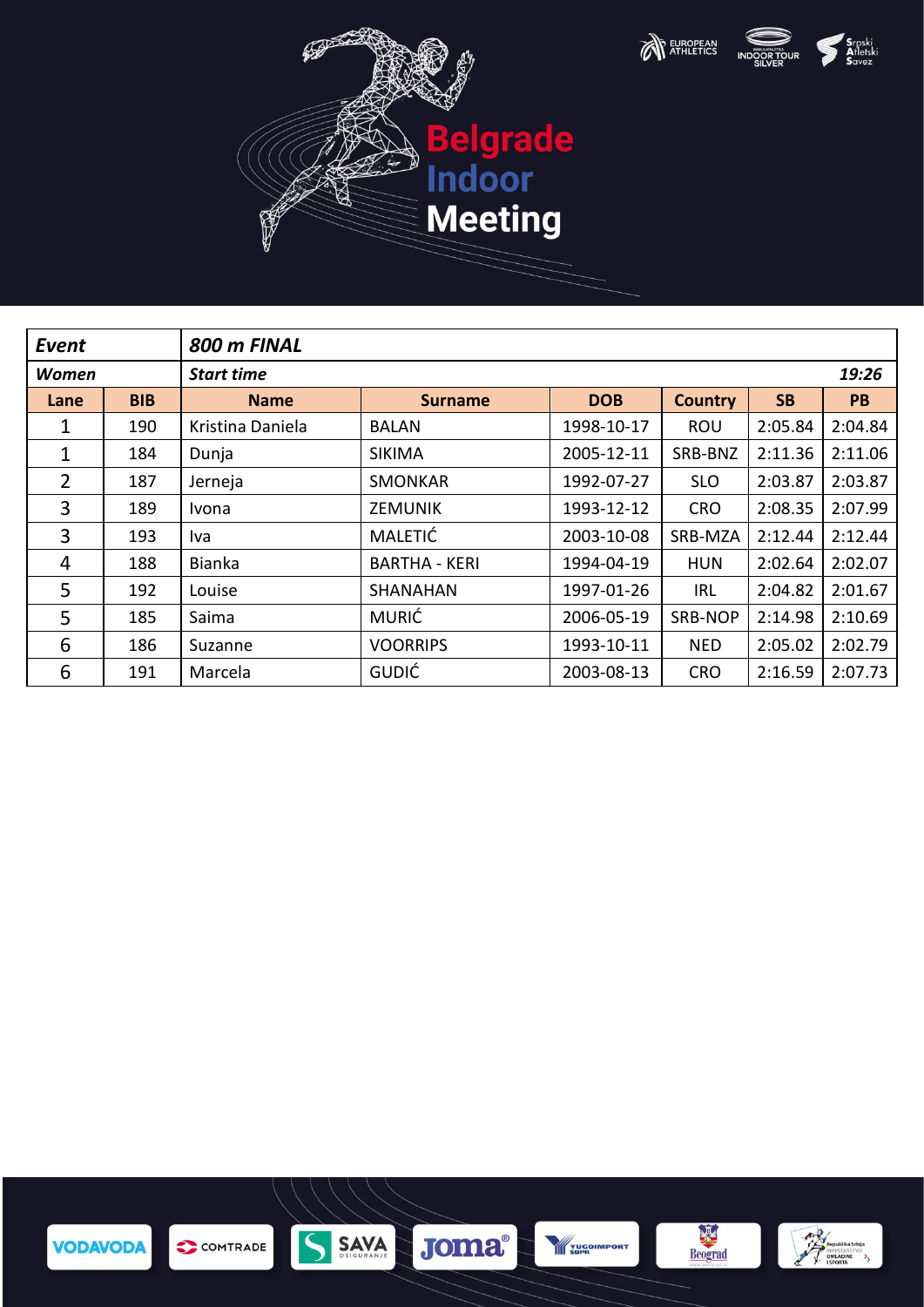# Belgrade Indoor Meeting

| *Event* | | *800 m FINAL* | | | | | |
|---|---|---|---|---|---|---|---|
| *Women* | | *Start time* | | | | | *19:26* |
| **Lane** | **BIB** | **Name** | **Surname** | **DOB** | **Country** | **SB** | **PB** |
| 1 | 190 | Kristina Daniela | BALAN | 1998-10-17 | ROU | 2:05.84 | 2:04.84 |
| 1 | 184 | Dunja | SIKIMA | 2005-12-11 | SRB-BNZ | 2:11.36 | 2:11.06 |
| 2 | 187 | Jerneja | SMONKAR | 1992-07-27 | SLO | 2:03.87 | 2:03.87 |
| 3 | 189 | Ivona | ZEMUNIK | 1993-12-12 | CRO | 2:08.35 | 2:07.99 |
| 3 | 193 | Iva | MALETIĆ | 2003-10-08 | SRB-MZA | 2:12.44 | 2:12.44 |
| 4 | 188 | Bianka | BARTHA - KERI | 1994-04-19 | HUN | 2:02.64 | 2:02.07 |
| 5 | 192 | Louise | SHANAHAN | 1997-01-26 | IRL | 2:04.82 | 2:01.67 |
| 5 | 185 | Saima | MURIĆ | 2006-05-19 | SRB-NOP | 2:14.98 | 2:10.69 |
| 6 | 186 | Suzanne | VOORRIPS | 1993-10-11 | NED | 2:05.02 | 2:02.79 |
| 6 | 191 | Marcela | GUDIĆ | 2003-08-13 | CRO | 2:16.59 | 2:07.73 |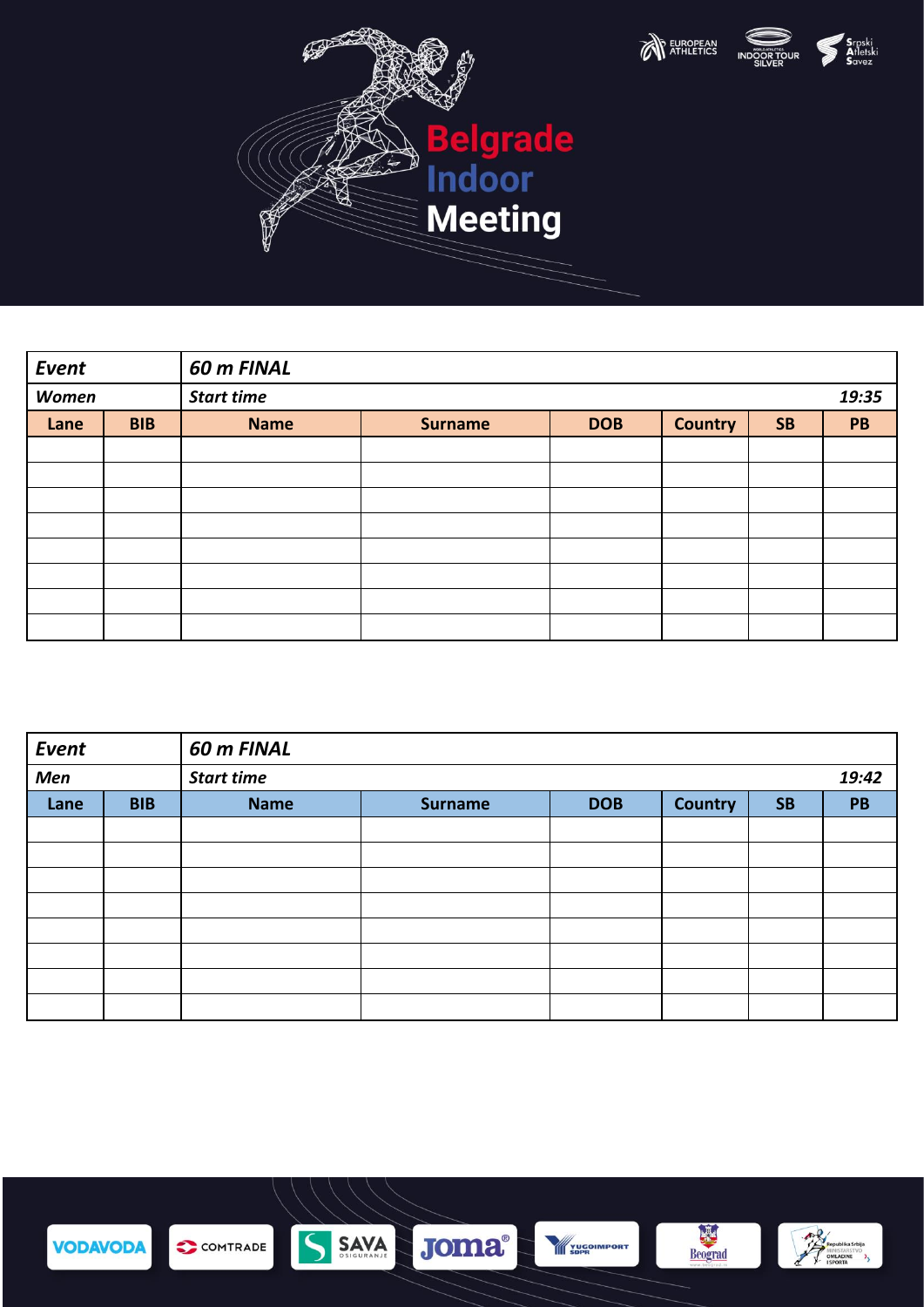# Belgrade Indoor Meeting

| Event | 60 m FINAL | | | | | | |
|---|---|---|---|---|---|---|---|
| **Women** | **Start time** | | | | | | **19:35** |
| **Lane** | **BIB** | **Name** | **Surname** | **DOB** | **Country** | **SB** | **PB** |
| | | | | | | | |
| | | | | | | | |
| | | | | | | | |
| | | | | | | | |
| | | | | | | | |
| | | | | | | | |
| | | | | | | | |
| | | | | | | | |

| Event | 60 m FINAL | | | | | | |
|---|---|---|---|---|---|---|---|
| **Men** | **Start time** | | | | | | **19:42** |
| **Lane** | **BIB** | **Name** | **Surname** | **DOB** | **Country** | **SB** | **PB** |
| | | | | | | | |
| | | | | | | | |
| | | | | | | | |
| | | | | | | | |
| | | | | | | | |
| | | | | | | | |
| | | | | | | | |
| | | | | | | | |